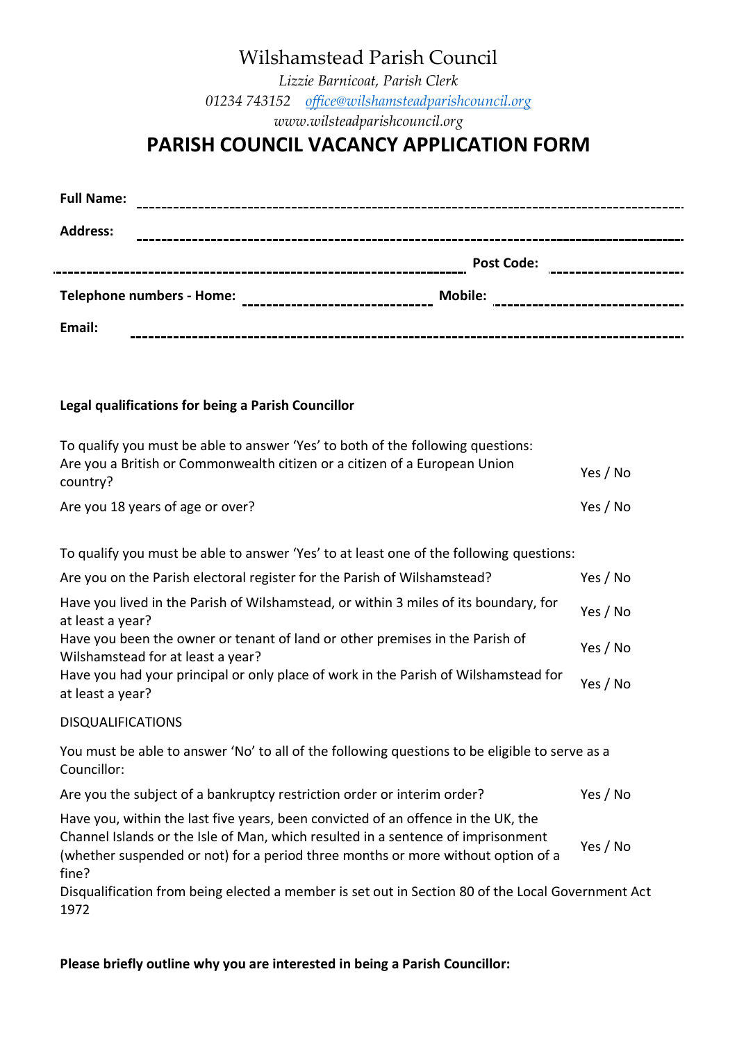# Wilshamstead Parish Council

*Lizzie Barnicoat, Parish Clerk*

*01234 743152 [office@wilshamsteadparishcouncil.org](mailto:office@wilshamsteadparishcouncil.org)*

*www.wilsteadparishcouncil.org*

# PARISH COUNCIL VACANCY APPLICATION FORM

**Full Name:** ______________________________________________

**Address:** ______________________________________________

______________________________________________ **Post Code:** ____________

**Telephone numbers - Home:** ____________________ **Mobile:** ____________________

**Email:** ______________________________________________

**Legal qualifications for being a Parish Councillor**

To qualify you must be able to answer 'Yes' to both of the following questions:

| | |
|---|---|
| Are you a British or Commonwealth citizen or a citizen of a European Union country? | Yes / No |
| Are you 18 years of age or over? | Yes / No |

To qualify you must be able to answer 'Yes' to at least one of the following questions:

| | |
|---|---|
| Are you on the Parish electoral register for the Parish of Wilshamstead? | Yes / No |
| Have you lived in the Parish of Wilshamstead, or within 3 miles of its boundary, for at least a year? | Yes / No |
| Have you been the owner or tenant of land or other premises in the Parish of Wilshamstead for at least a year? | Yes / No |
| Have you had your principal or only place of work in the Parish of Wilshamstead for at least a year? | Yes / No |

DISQUALIFICATIONS

You must be able to answer 'No' to all of the following questions to be eligible to serve as a Councillor:

| | |
|---|---|
| Are you the subject of a bankruptcy restriction order or interim order? | Yes / No |
| Have you, within the last five years, been convicted of an offence in the UK, the Channel Islands or the Isle of Man, which resulted in a sentence of imprisonment (whether suspended or not) for a period three months or more without option of a fine? | Yes / No |

Disqualification from being elected a member is set out in Section 80 of the Local Government Act 1972

**Please briefly outline why you are interested in being a Parish Councillor:**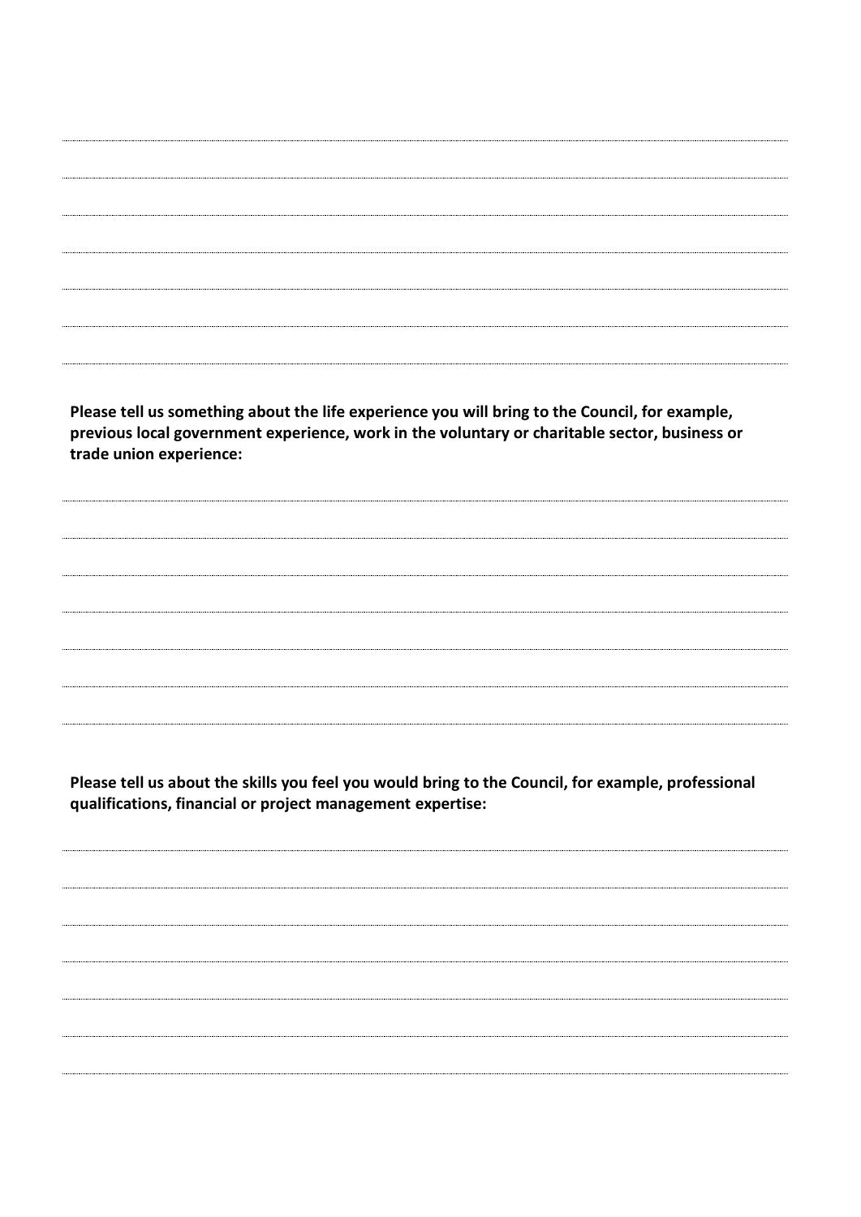**Please tell us something about the life experience you will bring to the Council, for example, previous local government experience, work in the voluntary or charitable sector, business or trade union experience:**

**Please tell us about the skills you feel you would bring to the Council, for example, professional qualifications, financial or project management expertise:**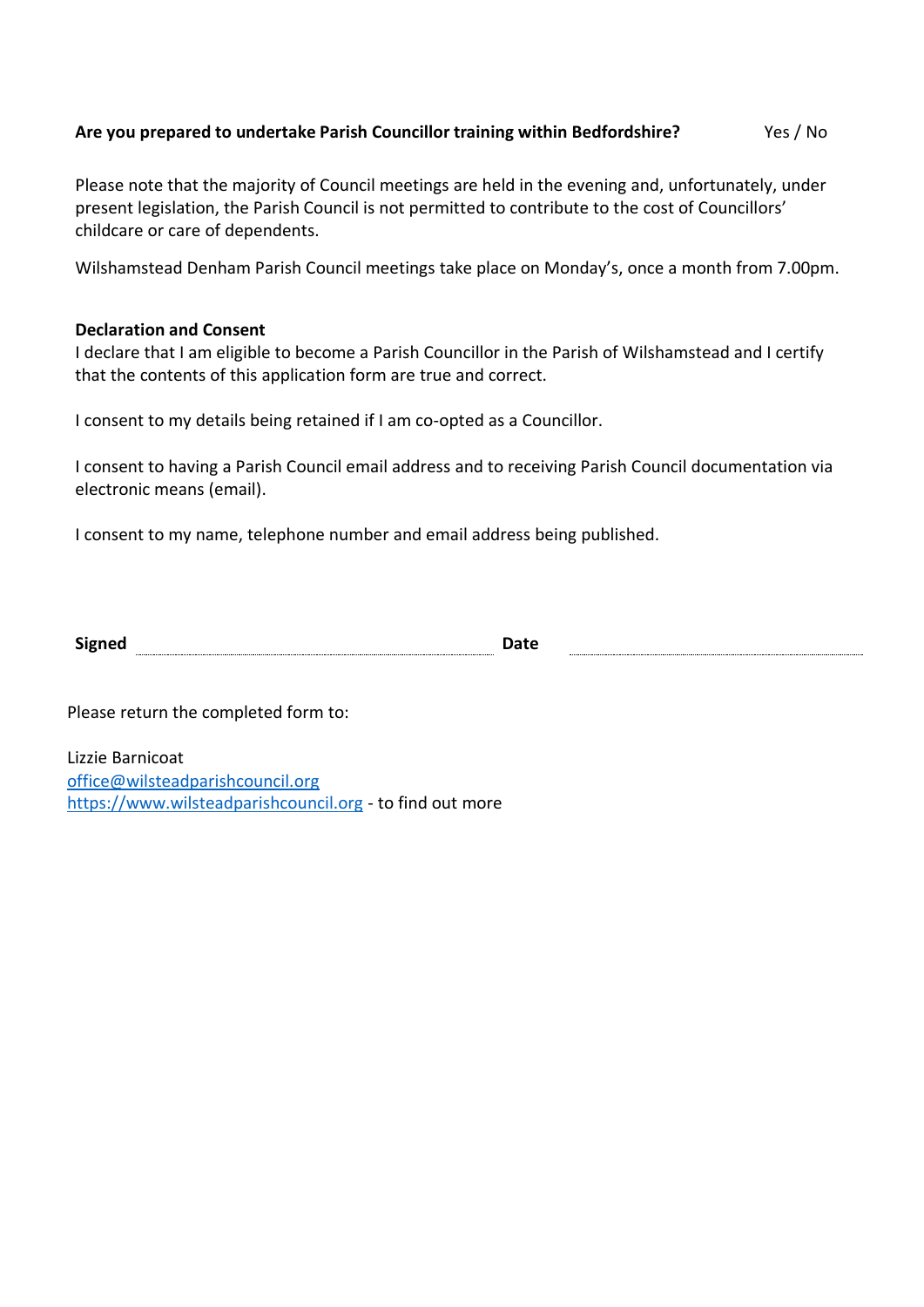**Are you prepared to undertake Parish Councillor training within Bedfordshire?** Yes / No

Please note that the majority of Council meetings are held in the evening and, unfortunately, under present legislation, the Parish Council is not permitted to contribute to the cost of Councillors' childcare or care of dependents.

Wilshamstead Denham Parish Council meetings take place on Monday's, once a month from 7.00pm.

**Declaration and Consent**

I declare that I am eligible to become a Parish Councillor in the Parish of Wilshamstead and I certify that the contents of this application form are true and correct.

I consent to my details being retained if I am co-opted as a Councillor.

I consent to having a Parish Council email address and to receiving Parish Council documentation via electronic means (email).

I consent to my name, telephone number and email address being published.

**Signed** ........................................................ **Date** ........................................................

Please return the completed form to:

Lizzie Barnicoat
office@wilsteadparishcouncil.org
https://www.wilsteadparishcouncil.org - to find out more